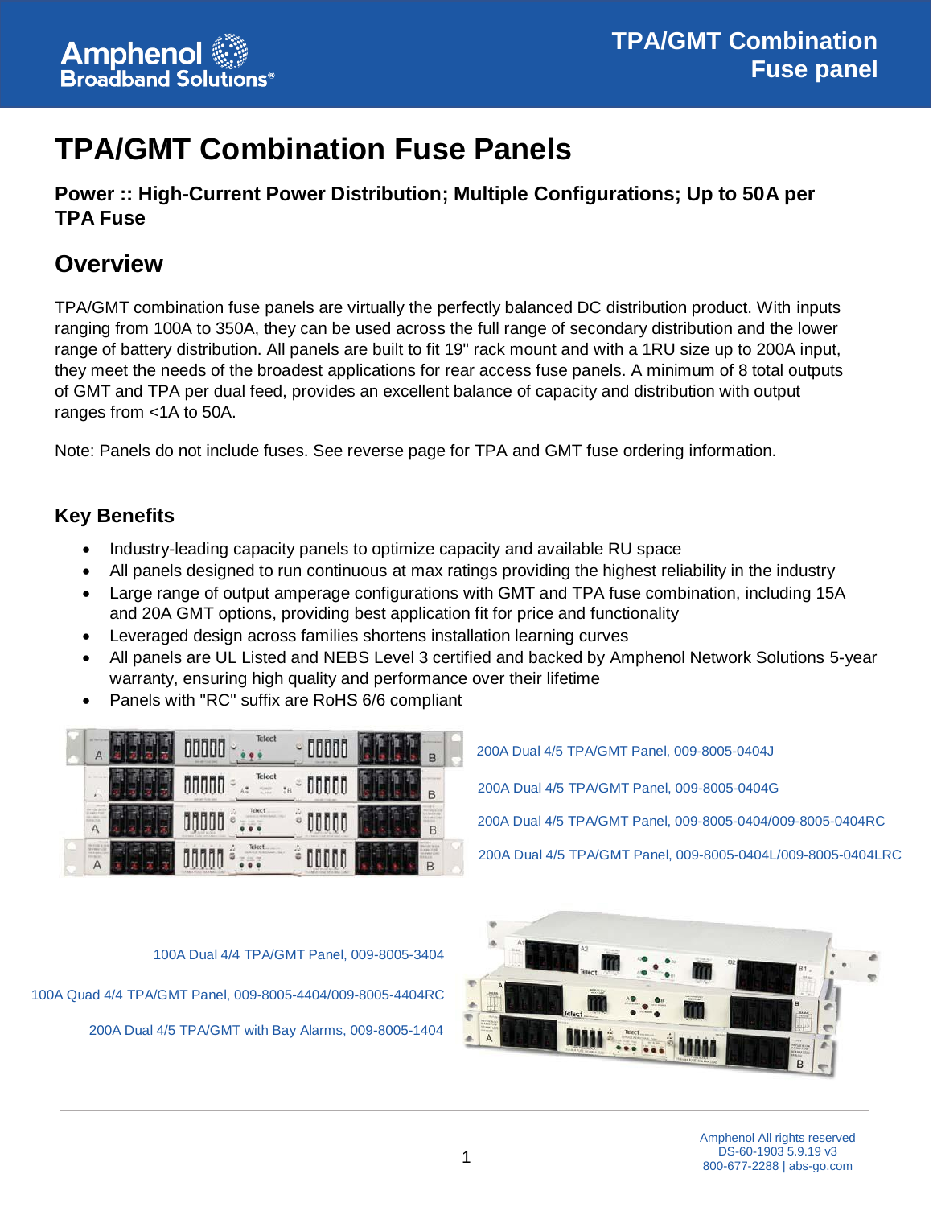# TPA/GMT Combination Fuse Panels

### Power :: High-Current Power Distribution; Multiple Configurations; Up to 50A per TPA Fuse

## Overview

TPA/GMT combination fuse panels are virtually the perfectly balanced DC distribution product. With inputs ranging from 100A to 350A, they can be used across the full range of secondary distribution and the lower range of battery distribution. All panels are built to fit 19" rack mount and with a 1RU size up to 200A input, they meet the needs of the broadest applications for rear access fuse panels. A minimum of 8 total outputs of GMT and TPA per dual feed, provides an excellent balance of capacity and distribution with output ranges from <1A to 50A.

Note: Panels do not include fuses. See reverse page for TPA and GMT fuse ordering information.

### Key Benefits

- Industry-leading capacity panels to optimize capacity and available RU space
- All panels designed to run continuous at max ratings providing the highest reliability in the industry
- Large range of output amperage configurations with GMT and TPA fuse combination, including 15A and 20A GMT options, providing best application fit for price and functionality
- Leveraged design across families shortens installation learning curves
- All panels are UL Listed and NEBS Level 3 certified and backed by Amphenol Network Solutions 5-year warranty, ensuring high quality and performance over their lifetime
- Panels with "RC" suffix are RoHS 6/6 compliant

200A Dual 4/5 TPA/GMT Panel, 009-8005-0404J

200A Dual 4/5 TPA/GMT Panel, 009-8005-0404G

200A Dual 4/5 TPA/GMT Panel, 009-8005-0404/009-8005-0404RC

200A Dual 4/5 TPA/GMT Panel, 009-8005-0404L/009-8005-0404LRC

100A Dual 4/4 TPA/GMT Panel, 009-8005-3404

100A Quad 4/4 TPA/GMT Panel, 009-8005-4404/009-8005-4404RC

200A Dual 4/5 TPA/GMT with Bay Alarms, 009-8005-1404

Amphenol All rights reserved
DS-60-1903 5.9.19 v3
800-677-2288 | abs-go.com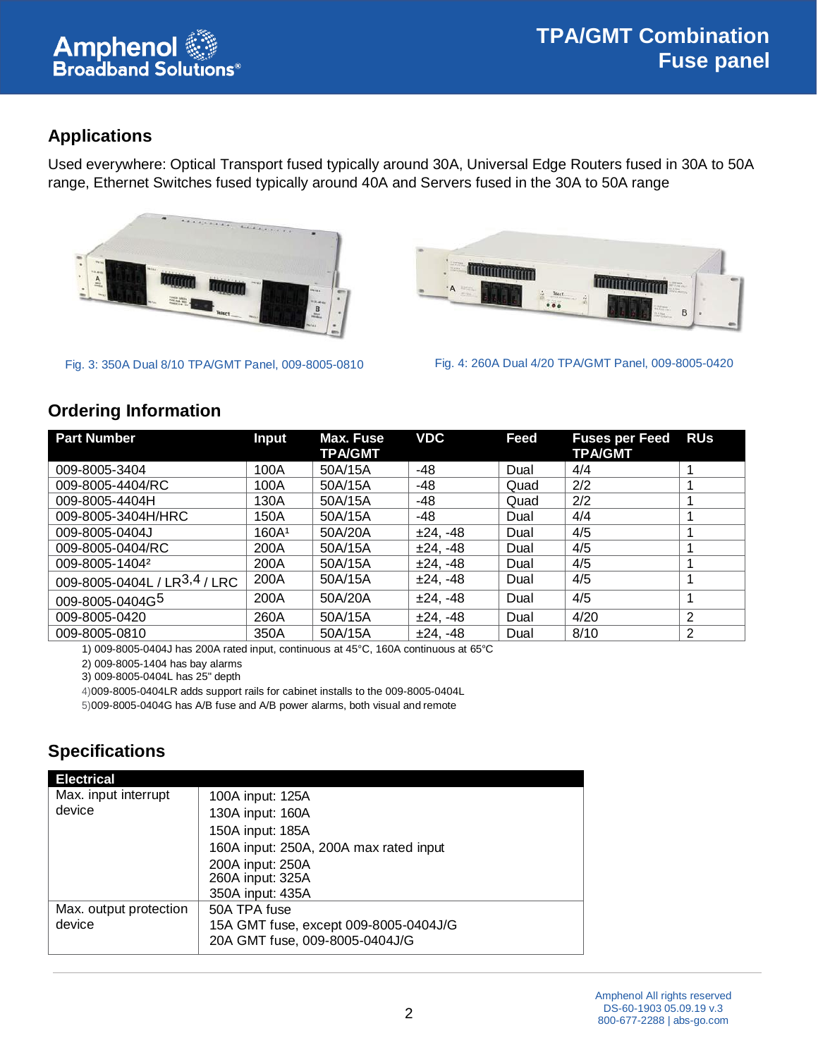## Applications

Used everywhere: Optical Transport fused typically around 30A, Universal Edge Routers fused in 30A to 50A range, Ethernet Switches fused typically around 40A and Servers fused in the 30A to 50A range

Fig. 3: 350A Dual 8/10 TPA/GMT Panel, 009-8005-0810

Fig. 4: 260A Dual 4/20 TPA/GMT Panel, 009-8005-0420

## Ordering Information

| Part Number | Input | Max. Fuse TPA/GMT | VDC | Feed | Fuses per Feed TPA/GMT | RUs |
|---|---|---|---|---|---|---|
| 009-8005-3404 | 100A | 50A/15A | -48 | Dual | 4/4 | 1 |
| 009-8005-4404/RC | 100A | 50A/15A | -48 | Quad | 2/2 | 1 |
| 009-8005-4404H | 130A | 50A/15A | -48 | Quad | 2/2 | 1 |
| 009-8005-3404H/HRC | 150A | 50A/15A | -48 | Dual | 4/4 | 1 |
| 009-8005-0404J | 160A[1] | 50A/20A | ±24, -48 | Dual | 4/5 | 1 |
| 009-8005-0404/RC | 200A | 50A/15A | ±24, -48 | Dual | 4/5 | 1 |
| 009-8005-1404[2] | 200A | 50A/15A | ±24, -48 | Dual | 4/5 | 1 |
| 009-8005-0404L / LR[3,4] / LRC | 200A | 50A/15A | ±24, -48 | Dual | 4/5 | 1 |
| 009-8005-0404G[5] | 200A | 50A/20A | ±24, -48 | Dual | 4/5 | 1 |
| 009-8005-0420 | 260A | 50A/15A | ±24, -48 | Dual | 4/20 | 2 |
| 009-8005-0810 | 350A | 50A/15A | ±24, -48 | Dual | 8/10 | 2 |

1) 009-8005-0404J has 200A rated input, continuous at 45°C, 160A continuous at 65°C
2) 009-8005-1404 has bay alarms
3) 009-8005-0404L has 25" depth
4) 009-8005-0404LR adds support rails for cabinet installs to the 009-8005-0404L
5) 009-8005-0404G has A/B fuse and A/B power alarms, both visual and remote

## Specifications

| Electrical | |
|---|---|
| Max. input interrupt device | 100A input: 125A<br>130A input: 160A<br>150A input: 185A<br>160A input: 250A, 200A max rated input<br>200A input: 250A<br>260A input: 325A<br>350A input: 435A |
| Max. output protection device | 50A TPA fuse<br>15A GMT fuse, except 009-8005-0404J/G<br>20A GMT fuse, 009-8005-0404J/G |

Amphenol All rights reserved
DS-60-1903 05.09.19 v.3
800-677-2288 | abs-go.com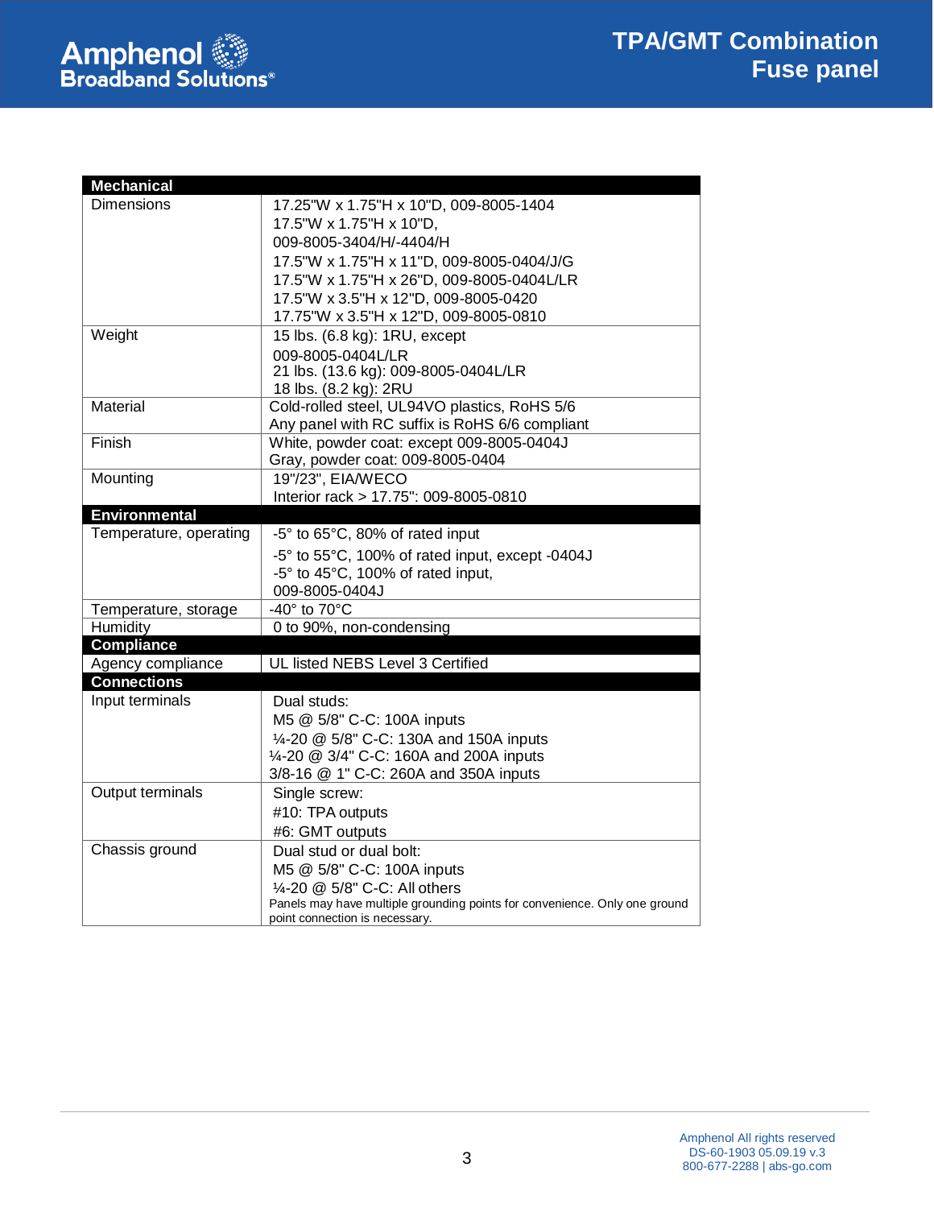| Mechanical | |
|---|---|
| Dimensions | 17.25"W x 1.75"H x 10"D, 009-8005-1404<br>17.5"W x 1.75"H x 10"D,<br>009-8005-3404/H/-4404/H<br>17.5"W x 1.75"H x 11"D, 009-8005-0404/J/G<br>17.5"W x 1.75"H x 26"D, 009-8005-0404L/LR<br>17.5"W x 3.5"H x 12"D, 009-8005-0420<br>17.75"W x 3.5"H x 12"D, 009-8005-0810 |
| Weight | 15 lbs. (6.8 kg): 1RU, except<br>009-8005-0404L/LR<br>21 lbs. (13.6 kg): 009-8005-0404L/LR<br>18 lbs. (8.2 kg): 2RU |
| Material | Cold-rolled steel, UL94VO plastics, RoHS 5/6<br>Any panel with RC suffix is RoHS 6/6 compliant |
| Finish | White, powder coat: except 009-8005-0404J<br>Gray, powder coat: 009-8005-0404 |
| Mounting | 19"/23", EIA/WECO<br>Interior rack > 17.75": 009-8005-0810 |
| **Environmental** | |
| Temperature, operating | -5° to 65°C, 80% of rated input<br>-5° to 55°C, 100% of rated input, except -0404J<br>-5° to 45°C, 100% of rated input,<br>009-8005-0404J |
| Temperature, storage | -40° to 70°C |
| Humidity | 0 to 90%, non-condensing |
| **Compliance** | |
| Agency compliance | UL listed NEBS Level 3 Certified |
| **Connections** | |
| Input terminals | Dual studs:<br>M5 @ 5/8" C-C: 100A inputs<br>¼-20 @ 5/8" C-C: 130A and 150A inputs<br>¼-20 @ 3/4" C-C: 160A and 200A inputs<br>3/8-16 @ 1" C-C: 260A and 350A inputs |
| Output terminals | Single screw:<br>#10: TPA outputs<br>#6: GMT outputs |
| Chassis ground | Dual stud or dual bolt:<br>M5 @ 5/8" C-C: 100A inputs<br>¼-20 @ 5/8" C-C: All others<br>Panels may have multiple grounding points for convenience. Only one ground point connection is necessary. |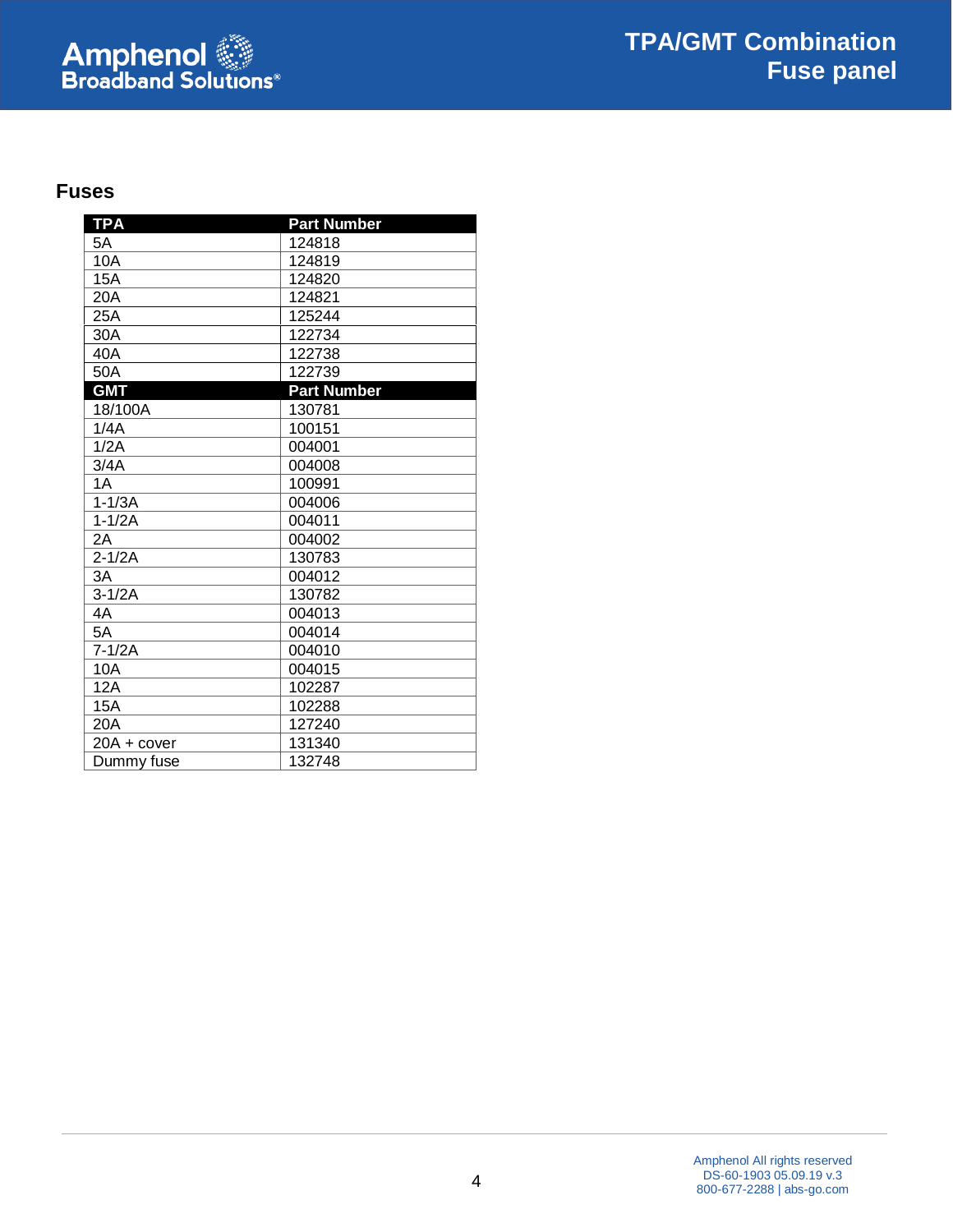## Fuses

| TPA | Part Number |
|---|---|
| 5A | 124818 |
| 10A | 124819 |
| 15A | 124820 |
| 20A | 124821 |
| 25A | 125244 |
| 30A | 122734 |
| 40A | 122738 |
| 50A | 122739 |
| **GMT** | **Part Number** |
| 18/100A | 130781 |
| 1/4A | 100151 |
| 1/2A | 004001 |
| 3/4A | 004008 |
| 1A | 100991 |
| 1-1/3A | 004006 |
| 1-1/2A | 004011 |
| 2A | 004002 |
| 2-1/2A | 130783 |
| 3A | 004012 |
| 3-1/2A | 130782 |
| 4A | 004013 |
| 5A | 004014 |
| 7-1/2A | 004010 |
| 10A | 004015 |
| 12A | 102287 |
| 15A | 102288 |
| 20A | 127240 |
| 20A + cover | 131340 |
| Dummy fuse | 132748 |